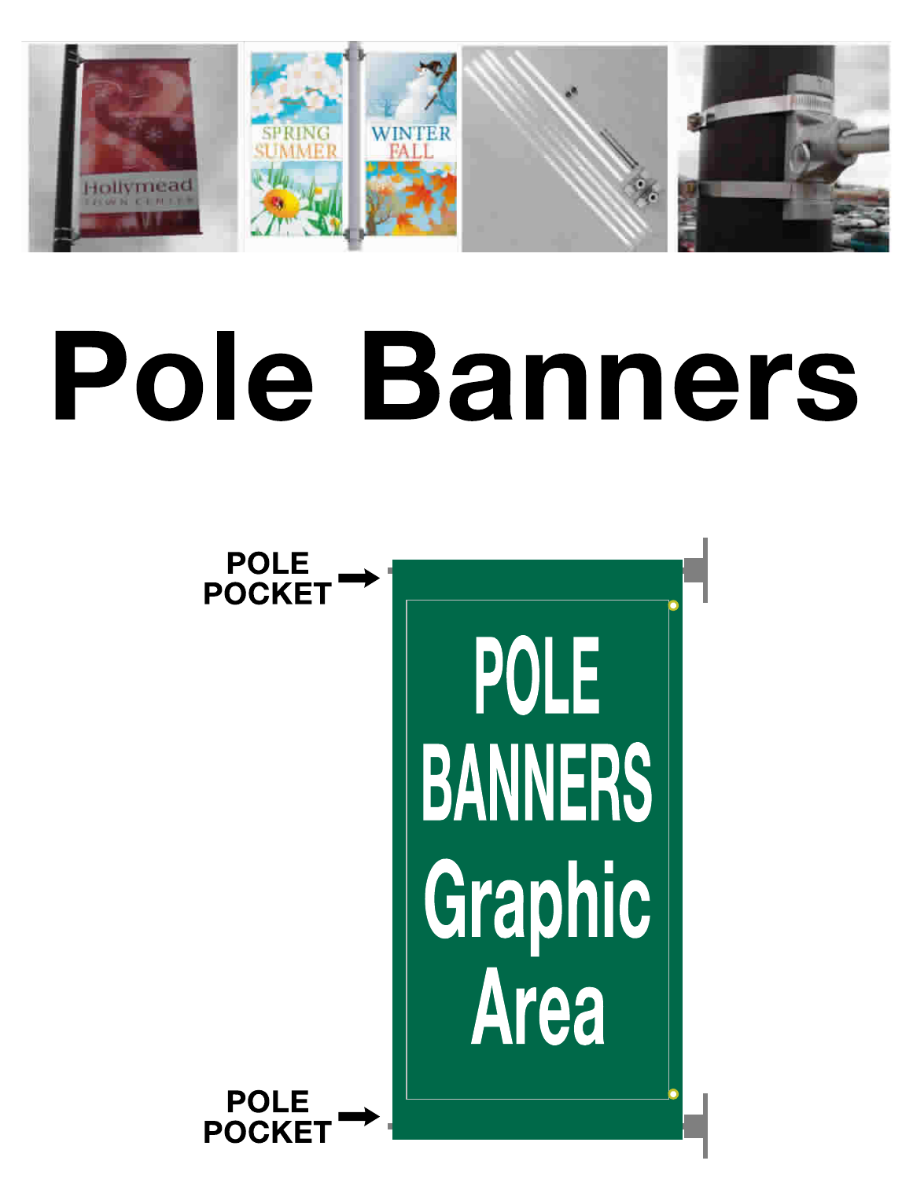# Pole Banners

POLE POCKET

POLE BANNERS Graphic Area

POLE POCKET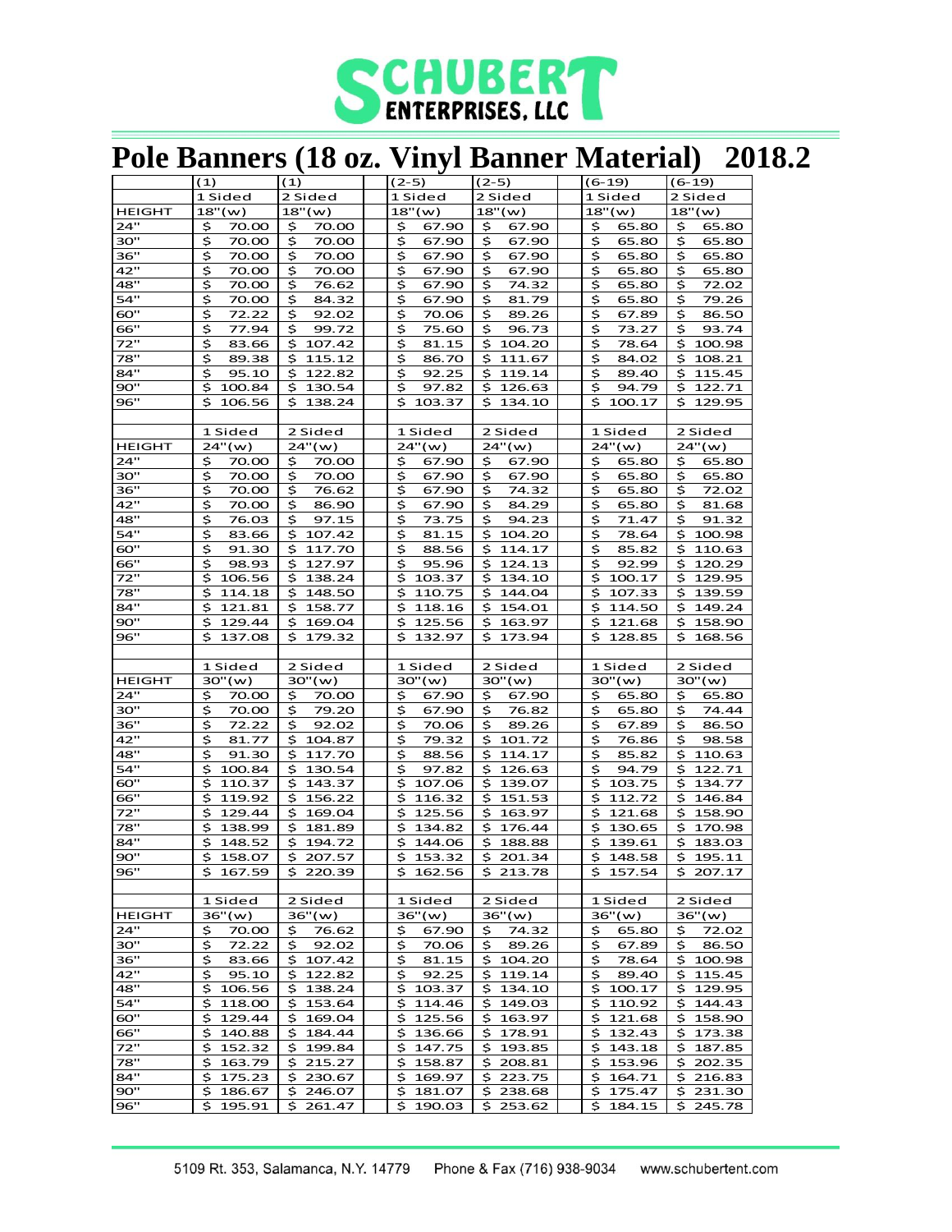# SCHUBERT ENTERPRISES, LLC

## Pole Banners (18 oz. Vinyl Banner Material) 2018.2

| | (1) | (1) | | (2-5) | (2-5) | | (6-19) | (6-19) |
|---|---|---|---|---|---|---|---|---|
| | 1 Sided | 2 Sided | | 1 Sided | 2 Sided | | 1 Sided | 2 Sided |
| HEIGHT | 18"(w) | 18"(w) | | 18"(w) | 18"(w) | | 18"(w) | 18"(w) |
| 24" | $ 70.00 | $ 70.00 | | $ 67.90 | $ 67.90 | | $ 65.80 | $ 65.80 |
| 30" | $ 70.00 | $ 70.00 | | $ 67.90 | $ 67.90 | | $ 65.80 | $ 65.80 |
| 36" | $ 70.00 | $ 70.00 | | $ 67.90 | $ 67.90 | | $ 65.80 | $ 65.80 |
| 42" | $ 70.00 | $ 70.00 | | $ 67.90 | $ 67.90 | | $ 65.80 | $ 65.80 |
| 48" | $ 70.00 | $ 76.62 | | $ 67.90 | $ 74.32 | | $ 65.80 | $ 72.02 |
| 54" | $ 70.00 | $ 84.32 | | $ 67.90 | $ 81.79 | | $ 65.80 | $ 79.26 |
| 60" | $ 72.22 | $ 92.02 | | $ 70.06 | $ 89.26 | | $ 67.89 | $ 86.50 |
| 66" | $ 77.94 | $ 99.72 | | $ 75.60 | $ 96.73 | | $ 73.27 | $ 93.74 |
| 72" | $ 83.66 | $ 107.42 | | $ 81.15 | $ 104.20 | | $ 78.64 | $ 100.98 |
| 78" | $ 89.38 | $ 115.12 | | $ 86.70 | $ 111.67 | | $ 84.02 | $ 108.21 |
| 84" | $ 95.10 | $ 122.82 | | $ 92.25 | $ 119.14 | | $ 89.40 | $ 115.45 |
| 90" | $ 100.84 | $ 130.54 | | $ 97.82 | $ 126.63 | | $ 94.79 | $ 122.71 |
| 96" | $ 106.56 | $ 138.24 | | $ 103.37 | $ 134.10 | | $ 100.17 | $ 129.95 |
| | | | | | | | | |
| | 1 Sided | 2 Sided | | 1 Sided | 2 Sided | | 1 Sided | 2 Sided |
| HEIGHT | 24"(w) | 24"(w) | | 24"(w) | 24"(w) | | 24"(w) | 24"(w) |
| 24" | $ 70.00 | $ 70.00 | | $ 67.90 | $ 67.90 | | $ 65.80 | $ 65.80 |
| 30" | $ 70.00 | $ 70.00 | | $ 67.90 | $ 67.90 | | $ 65.80 | $ 65.80 |
| 36" | $ 70.00 | $ 76.62 | | $ 67.90 | $ 74.32 | | $ 65.80 | $ 72.02 |
| 42" | $ 70.00 | $ 86.90 | | $ 67.90 | $ 84.29 | | $ 65.80 | $ 81.68 |
| 48" | $ 76.03 | $ 97.15 | | $ 73.75 | $ 94.23 | | $ 71.47 | $ 91.32 |
| 54" | $ 83.66 | $ 107.42 | | $ 81.15 | $ 104.20 | | $ 78.64 | $ 100.98 |
| 60" | $ 91.30 | $ 117.70 | | $ 88.56 | $ 114.17 | | $ 85.82 | $ 110.63 |
| 66" | $ 98.93 | $ 127.97 | | $ 95.96 | $ 124.13 | | $ 92.99 | $ 120.29 |
| 72" | $ 106.56 | $ 138.24 | | $ 103.37 | $ 134.10 | | $ 100.17 | $ 129.95 |
| 78" | $ 114.18 | $ 148.50 | | $ 110.75 | $ 144.04 | | $ 107.33 | $ 139.59 |
| 84" | $ 121.81 | $ 158.77 | | $ 118.16 | $ 154.01 | | $ 114.50 | $ 149.24 |
| 90" | $ 129.44 | $ 169.04 | | $ 125.56 | $ 163.97 | | $ 121.68 | $ 158.90 |
| 96" | $ 137.08 | $ 179.32 | | $ 132.97 | $ 173.94 | | $ 128.85 | $ 168.56 |
| | | | | | | | | |
| | 1 Sided | 2 Sided | | 1 Sided | 2 Sided | | 1 Sided | 2 Sided |
| HEIGHT | 30"(w) | 30"(w) | | 30"(w) | 30"(w) | | 30"(w) | 30"(w) |
| 24" | $ 70.00 | $ 70.00 | | $ 67.90 | $ 67.90 | | $ 65.80 | $ 65.80 |
| 30" | $ 70.00 | $ 79.20 | | $ 67.90 | $ 76.82 | | $ 65.80 | $ 74.44 |
| 36" | $ 72.22 | $ 92.02 | | $ 70.06 | $ 89.26 | | $ 67.89 | $ 86.50 |
| 42" | $ 81.77 | $ 104.87 | | $ 79.32 | $ 101.72 | | $ 76.86 | $ 98.58 |
| 48" | $ 91.30 | $ 117.70 | | $ 88.56 | $ 114.17 | | $ 85.82 | $ 110.63 |
| 54" | $ 100.84 | $ 130.54 | | $ 97.82 | $ 126.63 | | $ 94.79 | $ 122.71 |
| 60" | $ 110.37 | $ 143.37 | | $ 107.06 | $ 139.07 | | $ 103.75 | $ 134.77 |
| 66" | $ 119.92 | $ 156.22 | | $ 116.32 | $ 151.53 | | $ 112.72 | $ 146.84 |
| 72" | $ 129.44 | $ 169.04 | | $ 125.56 | $ 163.97 | | $ 121.68 | $ 158.90 |
| 78" | $ 138.99 | $ 181.89 | | $ 134.82 | $ 176.44 | | $ 130.65 | $ 170.98 |
| 84" | $ 148.52 | $ 194.72 | | $ 144.06 | $ 188.88 | | $ 139.61 | $ 183.03 |
| 90" | $ 158.07 | $ 207.57 | | $ 153.32 | $ 201.34 | | $ 148.58 | $ 195.11 |
| 96" | $ 167.59 | $ 220.39 | | $ 162.56 | $ 213.78 | | $ 157.54 | $ 207.17 |
| | | | | | | | | |
| | 1 Sided | 2 Sided | | 1 Sided | 2 Sided | | 1 Sided | 2 Sided |
| HEIGHT | 36"(w) | 36"(w) | | 36"(w) | 36"(w) | | 36"(w) | 36"(w) |
| 24" | $ 70.00 | $ 76.62 | | $ 67.90 | $ 74.32 | | $ 65.80 | $ 72.02 |
| 30" | $ 72.22 | $ 92.02 | | $ 70.06 | $ 89.26 | | $ 67.89 | $ 86.50 |
| 36" | $ 83.66 | $ 107.42 | | $ 81.15 | $ 104.20 | | $ 78.64 | $ 100.98 |
| 42" | $ 95.10 | $ 122.82 | | $ 92.25 | $ 119.14 | | $ 89.40 | $ 115.45 |
| 48" | $ 106.56 | $ 138.24 | | $ 103.37 | $ 134.10 | | $ 100.17 | $ 129.95 |
| 54" | $ 118.00 | $ 153.64 | | $ 114.46 | $ 149.03 | | $ 110.92 | $ 144.43 |
| 60" | $ 129.44 | $ 169.04 | | $ 125.56 | $ 163.97 | | $ 121.68 | $ 158.90 |
| 66" | $ 140.88 | $ 184.44 | | $ 136.66 | $ 178.91 | | $ 132.43 | $ 173.38 |
| 72" | $ 152.32 | $ 199.84 | | $ 147.75 | $ 193.85 | | $ 143.18 | $ 187.85 |
| 78" | $ 163.79 | $ 215.27 | | $ 158.87 | $ 208.81 | | $ 153.96 | $ 202.35 |
| 84" | $ 175.23 | $ 230.67 | | $ 169.97 | $ 223.75 | | $ 164.71 | $ 216.83 |
| 90" | $ 186.67 | $ 246.07 | | $ 181.07 | $ 238.68 | | $ 175.47 | $ 231.30 |
| 96" | $ 195.91 | $ 261.47 | | $ 190.03 | $ 253.62 | | $ 184.15 | $ 245.78 |

5109 Rt. 353, Salamanca, N.Y. 14779 Phone & Fax (716) 938-9034 www.schubertent.com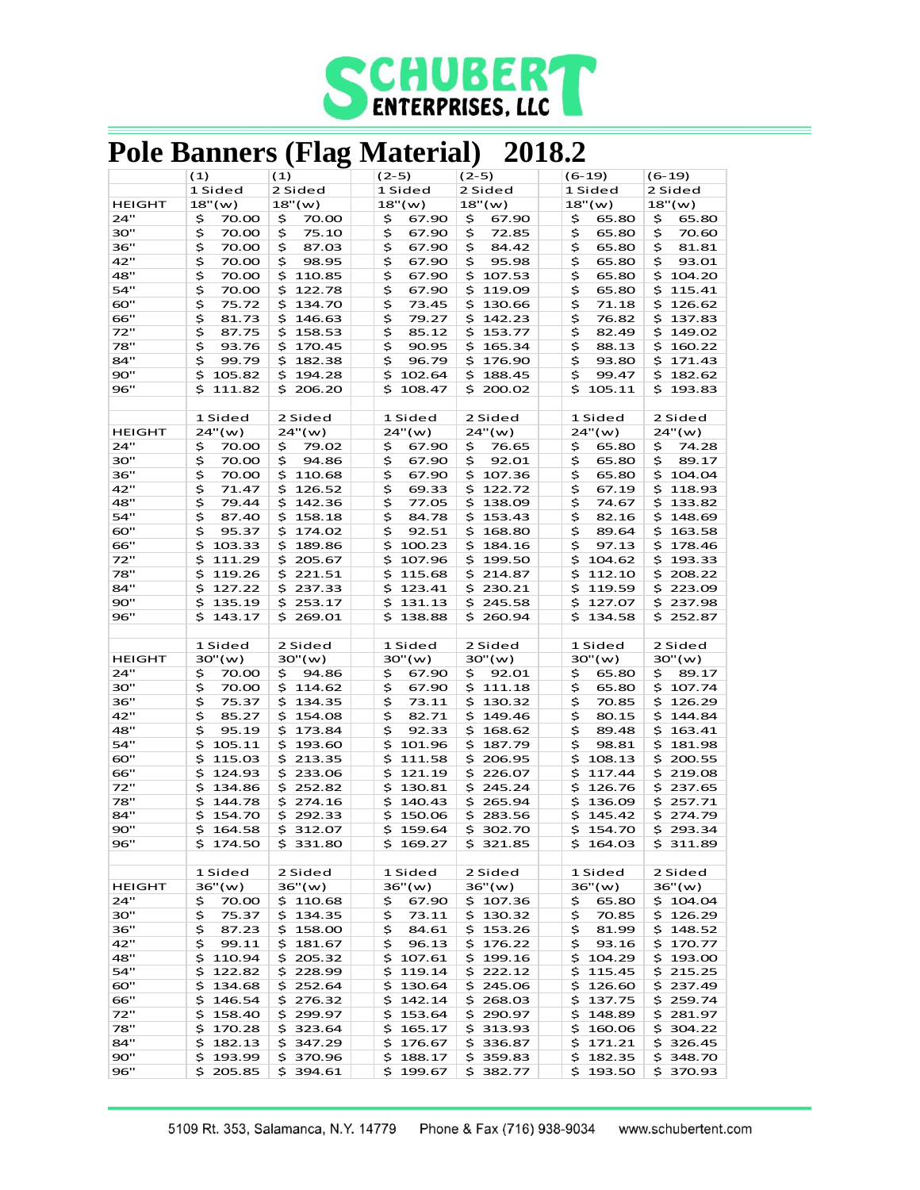# SCHUBERT ENTERPRISES, LLC

# Pole Banners (Flag Material) 2018.2

| | (1) | (1) | (2-5) | (2-5) | (6-19) | (6-19) |
|---|---|---|---|---|---|---|
| | 1 Sided | 2 Sided | 1 Sided | 2 Sided | 1 Sided | 2 Sided |
| HEIGHT | 18"(w) | 18"(w) | 18"(w) | 18"(w) | 18"(w) | 18"(w) |
| 24" | $ 70.00 | $ 70.00 | $ 67.90 | $ 67.90 | $ 65.80 | $ 65.80 |
| 30" | $ 70.00 | $ 75.10 | $ 67.90 | $ 72.85 | $ 65.80 | $ 70.60 |
| 36" | $ 70.00 | $ 87.03 | $ 67.90 | $ 84.42 | $ 65.80 | $ 81.81 |
| 42" | $ 70.00 | $ 98.95 | $ 67.90 | $ 95.98 | $ 65.80 | $ 93.01 |
| 48" | $ 70.00 | $ 110.85 | $ 67.90 | $ 107.53 | $ 65.80 | $ 104.20 |
| 54" | $ 70.00 | $ 122.78 | $ 67.90 | $ 119.09 | $ 65.80 | $ 115.41 |
| 60" | $ 75.72 | $ 134.70 | $ 73.45 | $ 130.66 | $ 71.18 | $ 126.62 |
| 66" | $ 81.73 | $ 146.63 | $ 79.27 | $ 142.23 | $ 76.82 | $ 137.83 |
| 72" | $ 87.75 | $ 158.53 | $ 85.12 | $ 153.77 | $ 82.49 | $ 149.02 |
| 78" | $ 93.76 | $ 170.45 | $ 90.95 | $ 165.34 | $ 88.13 | $ 160.22 |
| 84" | $ 99.79 | $ 182.38 | $ 96.79 | $ 176.90 | $ 93.80 | $ 171.43 |
| 90" | $ 105.82 | $ 194.28 | $ 102.64 | $ 188.45 | $ 99.47 | $ 182.62 |
| 96" | $ 111.82 | $ 206.20 | $ 108.47 | $ 200.02 | $ 105.11 | $ 193.83 |
| | | | | | | |
| | 1 Sided | 2 Sided | 1 Sided | 2 Sided | 1 Sided | 2 Sided |
| HEIGHT | 24"(w) | 24"(w) | 24"(w) | 24"(w) | 24"(w) | 24"(w) |
| 24" | $ 70.00 | $ 79.02 | $ 67.90 | $ 76.65 | $ 65.80 | $ 74.28 |
| 30" | $ 70.00 | $ 94.86 | $ 67.90 | $ 92.01 | $ 65.80 | $ 89.17 |
| 36" | $ 70.00 | $ 110.68 | $ 67.90 | $ 107.36 | $ 65.80 | $ 104.04 |
| 42" | $ 71.47 | $ 126.52 | $ 69.33 | $ 122.72 | $ 67.19 | $ 118.93 |
| 48" | $ 79.44 | $ 142.36 | $ 77.05 | $ 138.09 | $ 74.67 | $ 133.82 |
| 54" | $ 87.40 | $ 158.18 | $ 84.78 | $ 153.43 | $ 82.16 | $ 148.69 |
| 60" | $ 95.37 | $ 174.02 | $ 92.51 | $ 168.80 | $ 89.64 | $ 163.58 |
| 66" | $ 103.33 | $ 189.86 | $ 100.23 | $ 184.16 | $ 97.13 | $ 178.46 |
| 72" | $ 111.29 | $ 205.67 | $ 107.96 | $ 199.50 | $ 104.62 | $ 193.33 |
| 78" | $ 119.26 | $ 221.51 | $ 115.68 | $ 214.87 | $ 112.10 | $ 208.22 |
| 84" | $ 127.22 | $ 237.33 | $ 123.41 | $ 230.21 | $ 119.59 | $ 223.09 |
| 90" | $ 135.19 | $ 253.17 | $ 131.13 | $ 245.58 | $ 127.07 | $ 237.98 |
| 96" | $ 143.17 | $ 269.01 | $ 138.88 | $ 260.94 | $ 134.58 | $ 252.87 |
| | | | | | | |
| | 1 Sided | 2 Sided | 1 Sided | 2 Sided | 1 Sided | 2 Sided |
| HEIGHT | 30"(w) | 30"(w) | 30"(w) | 30"(w) | 30"(w) | 30"(w) |
| 24" | $ 70.00 | $ 94.86 | $ 67.90 | $ 92.01 | $ 65.80 | $ 89.17 |
| 30" | $ 70.00 | $ 114.62 | $ 67.90 | $ 111.18 | $ 65.80 | $ 107.74 |
| 36" | $ 75.37 | $ 134.35 | $ 73.11 | $ 130.32 | $ 70.85 | $ 126.29 |
| 42" | $ 85.27 | $ 154.08 | $ 82.71 | $ 149.46 | $ 80.15 | $ 144.84 |
| 48" | $ 95.19 | $ 173.84 | $ 92.33 | $ 168.62 | $ 89.48 | $ 163.41 |
| 54" | $ 105.11 | $ 193.60 | $ 101.96 | $ 187.79 | $ 98.81 | $ 181.98 |
| 60" | $ 115.03 | $ 213.35 | $ 111.58 | $ 206.95 | $ 108.13 | $ 200.55 |
| 66" | $ 124.93 | $ 233.06 | $ 121.19 | $ 226.07 | $ 117.44 | $ 219.08 |
| 72" | $ 134.86 | $ 252.82 | $ 130.81 | $ 245.24 | $ 126.76 | $ 237.65 |
| 78" | $ 144.78 | $ 274.16 | $ 140.43 | $ 265.94 | $ 136.09 | $ 257.71 |
| 84" | $ 154.70 | $ 292.33 | $ 150.06 | $ 283.56 | $ 145.42 | $ 274.79 |
| 90" | $ 164.58 | $ 312.07 | $ 159.64 | $ 302.70 | $ 154.70 | $ 293.34 |
| 96" | $ 174.50 | $ 331.80 | $ 169.27 | $ 321.85 | $ 164.03 | $ 311.89 |
| | | | | | | |
| | 1 Sided | 2 Sided | 1 Sided | 2 Sided | 1 Sided | 2 Sided |
| HEIGHT | 36"(w) | 36"(w) | 36"(w) | 36"(w) | 36"(w) | 36"(w) |
| 24" | $ 70.00 | $ 110.68 | $ 67.90 | $ 107.36 | $ 65.80 | $ 104.04 |
| 30" | $ 75.37 | $ 134.35 | $ 73.11 | $ 130.32 | $ 70.85 | $ 126.29 |
| 36" | $ 87.23 | $ 158.00 | $ 84.61 | $ 153.26 | $ 81.99 | $ 148.52 |
| 42" | $ 99.11 | $ 181.67 | $ 96.13 | $ 176.22 | $ 93.16 | $ 170.77 |
| 48" | $ 110.94 | $ 205.32 | $ 107.61 | $ 199.16 | $ 104.29 | $ 193.00 |
| 54" | $ 122.82 | $ 228.99 | $ 119.14 | $ 222.12 | $ 115.45 | $ 215.25 |
| 60" | $ 134.68 | $ 252.64 | $ 130.64 | $ 245.06 | $ 126.60 | $ 237.49 |
| 66" | $ 146.54 | $ 276.32 | $ 142.14 | $ 268.03 | $ 137.75 | $ 259.74 |
| 72" | $ 158.40 | $ 299.97 | $ 153.64 | $ 290.97 | $ 148.89 | $ 281.97 |
| 78" | $ 170.28 | $ 323.64 | $ 165.17 | $ 313.93 | $ 160.06 | $ 304.22 |
| 84" | $ 182.13 | $ 347.29 | $ 176.67 | $ 336.87 | $ 171.21 | $ 326.45 |
| 90" | $ 193.99 | $ 370.96 | $ 188.17 | $ 359.83 | $ 182.35 | $ 348.70 |
| 96" | $ 205.85 | $ 394.61 | $ 199.67 | $ 382.77 | $ 193.50 | $ 370.93 |

5109 Rt. 353, Salamanca, N.Y. 14779 Phone & Fax (716) 938-9034 www.schubertent.com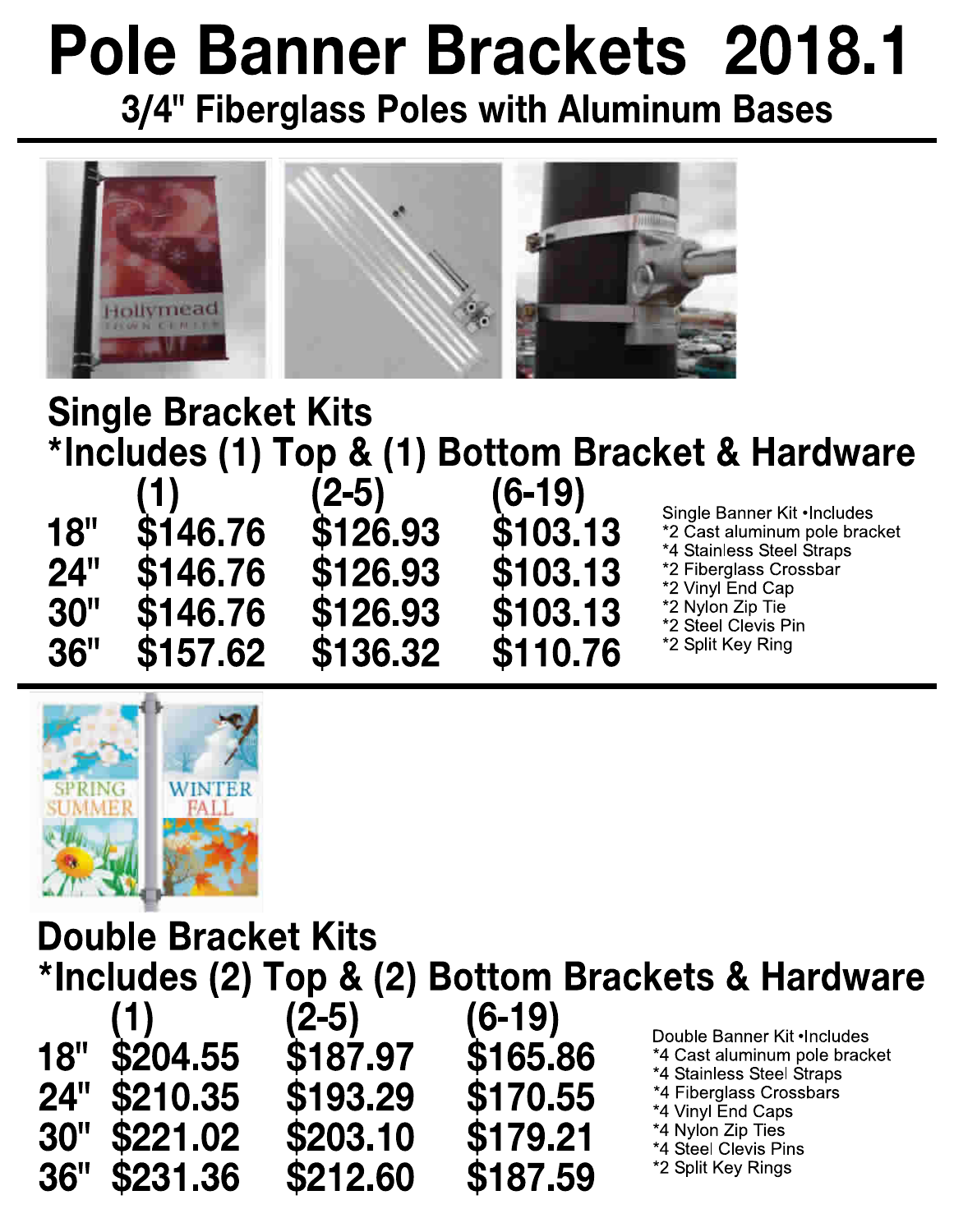# Pole Banner Brackets 2018.1

## 3/4" Fiberglass Poles with Aluminum Bases

## Single Bracket Kits

**\*Includes (1) Top & (1) Bottom Bracket & Hardware**

| | (1) | (2-5) | (6-19) |
|---|---|---|---|
| 18" | $146.76 | $126.93 | $103.13 |
| 24" | $146.76 | $126.93 | $103.13 |
| 30" | $146.76 | $126.93 | $103.13 |
| 36" | $157.62 | $136.32 | $110.76 |

Single Banner Kit •Includes
*2 Cast aluminum pole bracket
*4 Stainless Steel Straps
*2 Fiberglass Crossbar
*2 Vinyl End Cap
*2 Nylon Zip Tie
*2 Steel Clevis Pin
*2 Split Key Ring

## Double Bracket Kits

**\*Includes (2) Top & (2) Bottom Brackets & Hardware**

| | (1) | (2-5) | (6-19) |
|---|---|---|---|
| 18" | $204.55 | $187.97 | $165.86 |
| 24" | $210.35 | $193.29 | $170.55 |
| 30" | $221.02 | $203.10 | $179.21 |
| 36" | $231.36 | $212.60 | $187.59 |

Double Banner Kit •Includes
*4 Cast aluminum pole bracket
*4 Stainless Steel Straps
*4 Fiberglass Crossbars
*4 Vinyl End Caps
*4 Nylon Zip Ties
*4 Steel Clevis Pins
*2 Split Key Rings